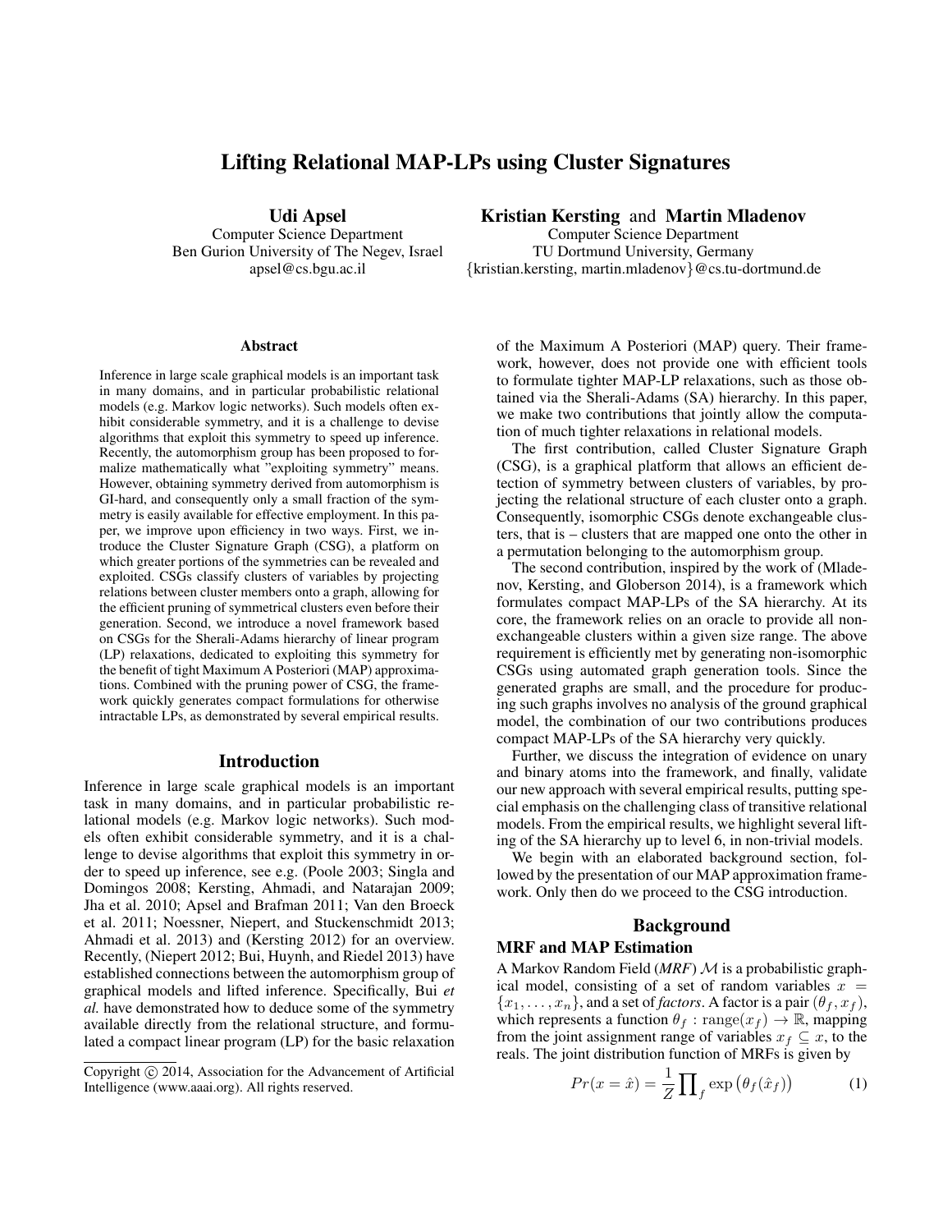# Lifting Relational MAP-LPs using Cluster Signatures

**Udi Apsel**
Computer Science Department
Ben Gurion University of The Negev, Israel
apsel@cs.bgu.ac.il

**Kristian Kersting** and **Martin Mladenov**
Computer Science Department
TU Dortmund University, Germany
{kristian.kersting, martin.mladenov}@cs.tu-dortmund.de

## Abstract

Inference in large scale graphical models is an important task in many domains, and in particular probabilistic relational models (e.g. Markov logic networks). Such models often exhibit considerable symmetry, and it is a challenge to devise algorithms that exploit this symmetry to speed up inference. Recently, the automorphism group has been proposed to formalize mathematically what "exploiting symmetry" means. However, obtaining symmetry derived from automorphism is GI-hard, and consequently only a small fraction of the symmetry is easily available for effective employment. In this paper, we improve upon efficiency in two ways. First, we introduce the Cluster Signature Graph (CSG), a platform on which greater portions of the symmetries can be revealed and exploited. CSGs classify clusters of variables by projecting relations between cluster members onto a graph, allowing for the efficient pruning of symmetrical clusters even before their generation. Second, we introduce a novel framework based on CSGs for the Sherali-Adams hierarchy of linear program (LP) relaxations, dedicated to exploiting this symmetry for the benefit of tight Maximum A Posteriori (MAP) approximations. Combined with the pruning power of CSG, the framework quickly generates compact formulations for otherwise intractable LPs, as demonstrated by several empirical results.

## Introduction

Inference in large scale graphical models is an important task in many domains, and in particular probabilistic relational models (e.g. Markov logic networks). Such models often exhibit considerable symmetry, and it is a challenge to devise algorithms that exploit this symmetry in order to speed up inference, see e.g. (Poole 2003; Singla and Domingos 2008; Kersting, Ahmadi, and Natarajan 2009; Jha et al. 2010; Apsel and Brafman 2011; Van den Broeck et al. 2011; Noessner, Niepert, and Stuckenschmidt 2013; Ahmadi et al. 2013) and (Kersting 2012) for an overview. Recently, (Niepert 2012; Bui, Huynh, and Riedel 2013) have established connections between the automorphism group of graphical models and lifted inference. Specifically, Bui *et al.* have demonstrated how to deduce some of the symmetry available directly from the relational structure, and formulated a compact linear program (LP) for the basic relaxation of the Maximum A Posteriori (MAP) query. Their framework, however, does not provide one with efficient tools to formulate tighter MAP-LP relaxations, such as those obtained via the Sherali-Adams (SA) hierarchy. In this paper, we make two contributions that jointly allow the computation of much tighter relaxations in relational models.

The first contribution, called Cluster Signature Graph (CSG), is a graphical platform that allows an efficient detection of symmetry between clusters of variables, by projecting the relational structure of each cluster onto a graph. Consequently, isomorphic CSGs denote exchangeable clusters, that is – clusters that are mapped one onto the other in a permutation belonging to the automorphism group.

The second contribution, inspired by the work of (Mladenov, Kersting, and Globerson 2014), is a framework which formulates compact MAP-LPs of the SA hierarchy. At its core, the framework relies on an oracle to provide all non-exchangeable clusters within a given size range. The above requirement is efficiently met by generating non-isomorphic CSGs using automated graph generation tools. Since the generated graphs are small, and the procedure for producing such graphs involves no analysis of the ground graphical model, the combination of our two contributions produces compact MAP-LPs of the SA hierarchy very quickly.

Further, we discuss the integration of evidence on unary and binary atoms into the framework, and finally, validate our new approach with several empirical results, putting special emphasis on the challenging class of transitive relational models. From the empirical results, we highlight several lifting of the SA hierarchy up to level 6, in non-trivial models.

We begin with an elaborated background section, followed by the presentation of our MAP approximation framework. Only then do we proceed to the CSG introduction.

## Background

### MRF and MAP Estimation

A Markov Random Field (*MRF*) $\mathcal{M}$ is a probabilistic graphical model, consisting of a set of random variables $x = \{x_1, \ldots, x_n\}$, and a set of *factors*. A factor is a pair $(\theta_f, x_f)$, which represents a function $\theta_f : \text{range}(x_f) \to \mathbb{R}$, mapping from the joint assignment range of variables $x_f \subseteq x$, to the reals. The joint distribution function of MRFs is given by

$$Pr(x = \hat{x}) = \frac{1}{Z} \prod_f \exp\left(\theta_f(\hat{x}_f)\right) \tag{1}$$

Copyright © 2014, Association for the Advancement of Artificial Intelligence (www.aaai.org). All rights reserved.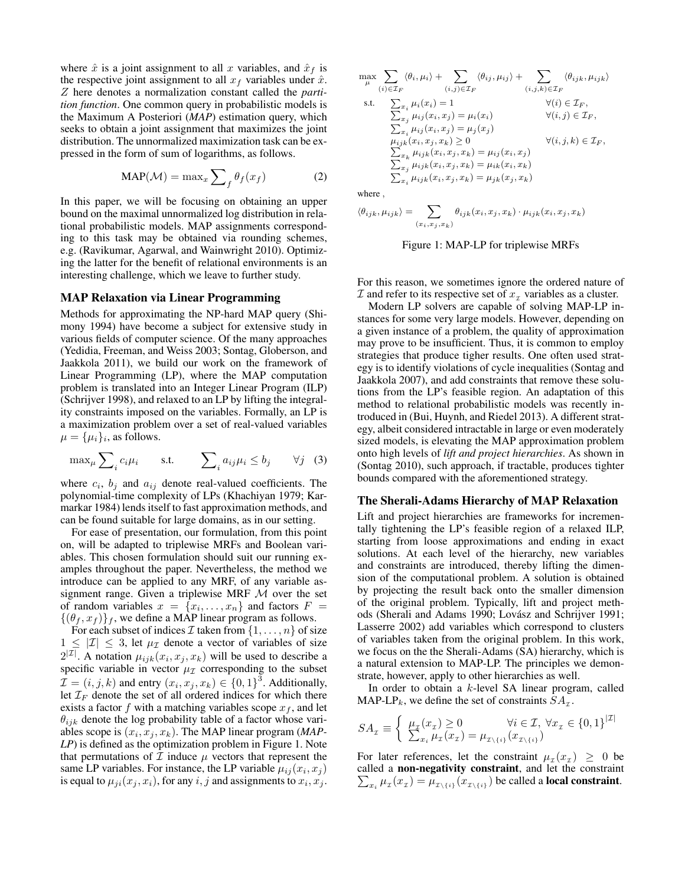where $\hat{x}$ is a joint assignment to all $x$ variables, and $\hat{x}_f$ is the respective joint assignment to all $x_f$ variables under $\hat{x}$. $Z$ here denotes a normalization constant called the *partition function*. One common query in probabilistic models is the Maximum A Posteriori (*MAP*) estimation query, which seeks to obtain a joint assignment that maximizes the joint distribution. The unnormalized maximization task can be expressed in the form of sum of logarithms, as follows.

$$\text{MAP}(\mathcal{M}) = \max_x \sum_f \theta_f(x_f) \quad (2)$$

In this paper, we will be focusing on obtaining an upper bound on the maximal unnormalized log distribution in relational probabilistic models. MAP assignments corresponding to this task may be obtained via rounding schemes, e.g. (Ravikumar, Agarwal, and Wainwright 2010). Optimizing the latter for the benefit of relational environments is an interesting challenge, which we leave to further study.

### MAP Relaxation via Linear Programming

Methods for approximating the NP-hard MAP query (Shimony 1994) have become a subject for extensive study in various fields of computer science. Of the many approaches (Yedidia, Freeman, and Weiss 2003; Sontag, Globerson, and Jaakkola 2011), we build our work on the framework of Linear Programming (LP), where the MAP computation problem is translated into an Integer Linear Program (ILP) (Schrijver 1998), and relaxed to an LP by lifting the integrality constraints imposed on the variables. Formally, an LP is a maximization problem over a set of real-valued variables $\mu = \{\mu_i\}_i$, as follows.

$$\max_\mu \sum_i c_i \mu_i \qquad \text{s.t.} \qquad \sum_i a_{ij}\mu_i \leq b_j \qquad \forall j \quad (3)$$

where $c_i$, $b_j$ and $a_{ij}$ denote real-valued coefficients. The polynomial-time complexity of LPs (Khachiyan 1979; Karmarkar 1984) lends itself to fast approximation methods, and can be found suitable for large domains, as in our setting.

For ease of presentation, our formulation, from this point on, will be adapted to triplewise MRFs and Boolean variables. This chosen formulation should suit our running examples throughout the paper. Nevertheless, the method we introduce can be applied to any MRF, of any variable assignment range. Given a triplewise MRF $\mathcal{M}$ over the set of random variables $x = \{x_i, \ldots, x_n\}$ and factors $F = \{(\theta_f, x_f)\}_f$, we define a MAP linear program as follows.

For each subset of indices $\mathcal{I}$ taken from $\{1, \ldots, n\}$ of size $1 \leq |\mathcal{I}| \leq 3$, let $\mu_\mathcal{I}$ denote a vector of variables of size $2^{|\mathcal{I}|}$. A notation $\mu_{ijk}(x_i, x_j, x_k)$ will be used to describe a specific variable in vector $\mu_\mathcal{I}$ corresponding to the subset $\mathcal{I} = (i, j, k)$ and entry $(x_i, x_j, x_k) \in \{0, 1\}^3$. Additionally, let $\mathcal{I}_F$ denote the set of all ordered indices for which there exists a factor $f$ with a matching variables scope $x_f$, and let $\theta_{ijk}$ denote the log probability table of a factor whose variables scope is $(x_i, x_j, x_k)$. The MAP linear program (*MAP-LP*) is defined as the optimization problem in Figure 1. Note that permutations of $\mathcal{I}$ induce $\mu$ vectors that represent the same LP variables. For instance, the LP variable $\mu_{ij}(x_i, x_j)$ is equal to $\mu_{ji}(x_j, x_i)$, for any $i, j$ and assignments to $x_i, x_j$.

$$\max_\mu \sum_{(i)\in\mathcal{I}_F} \langle\theta_i, \mu_i\rangle + \sum_{(i,j)\in\mathcal{I}_F} \langle\theta_{ij}, \mu_{ij}\rangle + \sum_{(i,j,k)\in\mathcal{I}_F} \langle\theta_{ijk}, \mu_{ijk}\rangle$$

$$\begin{array}{lll}
\text{s.t.} & \sum_{x_i} \mu_i(x_i) = 1 & \forall(i) \in \mathcal{I}_F, \\
& \sum_{x_j} \mu_{ij}(x_i, x_j) = \mu_i(x_i) & \forall(i,j) \in \mathcal{I}_F, \\
& \sum_{x_i} \mu_{ij}(x_i, x_j) = \mu_j(x_j) & \\
& \mu_{ijk}(x_i, x_j, x_k) \geq 0 & \forall(i,j,k) \in \mathcal{I}_F, \\
& \sum_{x_k} \mu_{ijk}(x_i, x_j, x_k) = \mu_{ij}(x_i, x_j) & \\
& \sum_{x_j} \mu_{ijk}(x_i, x_j, x_k) = \mu_{ik}(x_i, x_k) & \\
& \sum_{x_i} \mu_{ijk}(x_i, x_j, x_k) = \mu_{jk}(x_j, x_k) &
\end{array}$$

where ,

$$\langle\theta_{ijk}, \mu_{ijk}\rangle = \sum_{(x_i,x_j,x_k)} \theta_{ijk}(x_i, x_j, x_k) \cdot \mu_{ijk}(x_i, x_j, x_k)$$

Figure 1: MAP-LP for triplewise MRFs

For this reason, we sometimes ignore the ordered nature of $\mathcal{I}$ and refer to its respective set of $x_\mathcal{I}$ variables as a cluster.

Modern LP solvers are capable of solving MAP-LP instances for some very large models. However, depending on a given instance of a problem, the quality of approximation may prove to be insufficient. Thus, it is common to employ strategies that produce tighter results. One often used strategy is to identify violations of cycle inequalities (Sontag and Jaakkola 2007), and add constraints that remove these solutions from the LP's feasible region. An adaptation of this method to relational probabilistic models was recently introduced in (Bui, Huynh, and Riedel 2013). A different strategy, albeit considered intractable in large or even moderately sized models, is elevating the MAP approximation problem onto high levels of *lift and project hierarchies*. As shown in (Sontag 2010), such approach, if tractable, produces tighter bounds compared with the aforementioned strategy.

### The Sherali-Adams Hierarchy of MAP Relaxation

Lift and project hierarchies are frameworks for incrementally tightening the LP's feasible region of a relaxed ILP, starting from loose approximations and ending in exact solutions. At each level of the hierarchy, new variables and constraints are introduced, thereby lifting the dimension of the computational problem. A solution is obtained by projecting the result back onto the smaller dimension of the original problem. Typically, lift and project methods (Sherali and Adams 1990; Lovász and Schrijver 1991; Lasserre 2002) add variables which correspond to clusters of variables taken from the original problem. In this work, we focus on the the Sherali-Adams (SA) hierarchy, which is a natural extension to MAP-LP. The principles we demonstrate, however, apply to other hierarchies as well.

In order to obtain a $k$-level SA linear program, called MAP-LP$_k$, we define the set of constraints $SA_\mathcal{I}$.

$$SA_\mathcal{I} \equiv \left\{ \begin{array}{ll} \mu_\mathcal{I}(x_\mathcal{I}) \geq 0 & \forall i \in \mathcal{I},\ \forall x_\mathcal{I} \in \{0,1\}^{|\mathcal{I}|} \\ \sum_{x_i} \mu_\mathcal{I}(x_\mathcal{I}) = \mu_{\mathcal{I}\setminus\{i\}}(x_{\mathcal{I}\setminus\{i\}}) & \end{array} \right.$$

For later references, let the constraint $\mu_\mathcal{I}(x_\mathcal{I}) \geq 0$ be called a **non-negativity constraint**, and let the constraint $\sum_{x_i} \mu_\mathcal{I}(x_\mathcal{I}) = \mu_{\mathcal{I}\setminus\{i\}}(x_{\mathcal{I}\setminus\{i\}})$ be called a **local constraint**.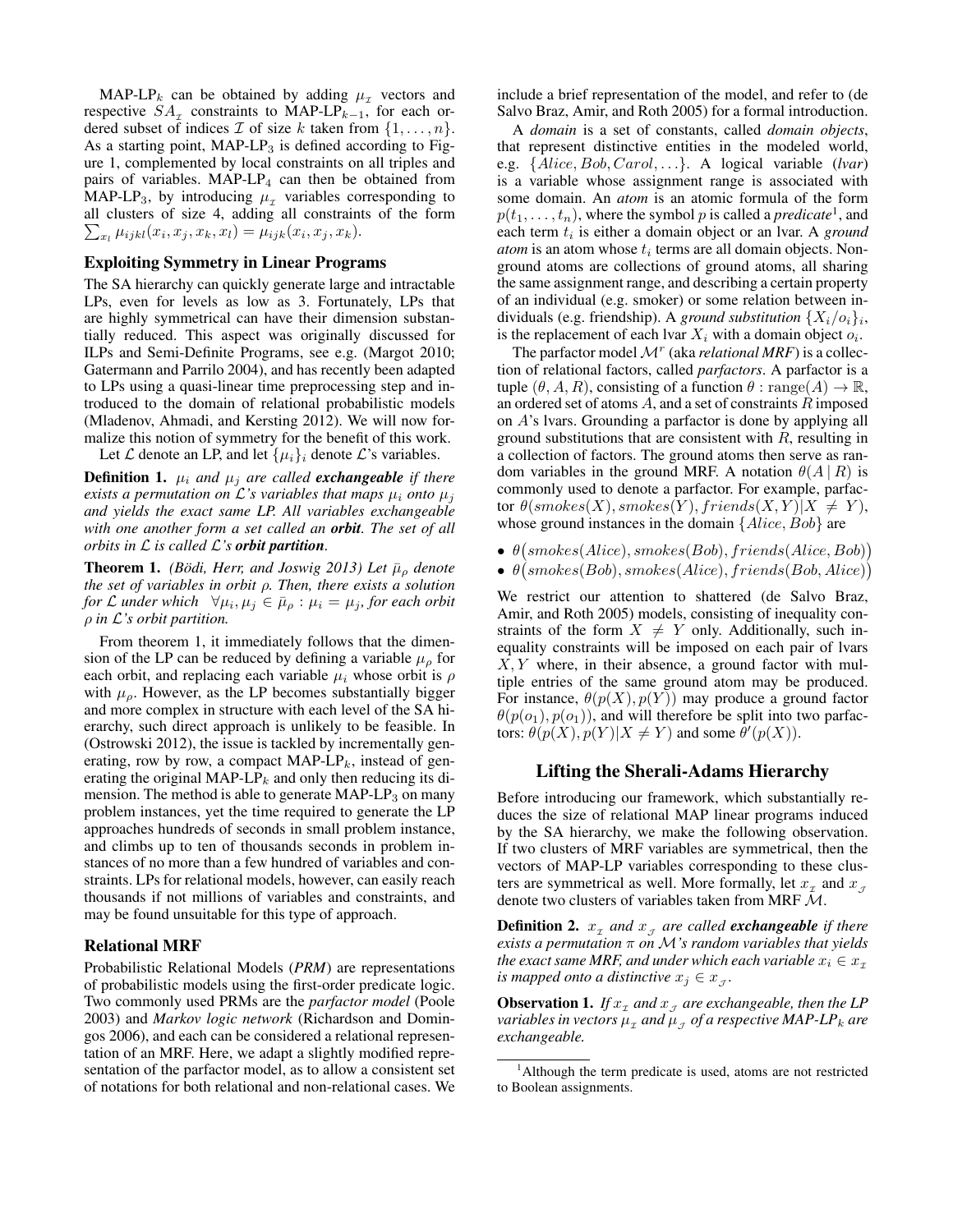MAP-LP$_k$ can be obtained by adding $\mu_{\mathcal{I}}$ vectors and respective $SA_{\mathcal{I}}$ constraints to MAP-LP$_{k-1}$, for each ordered subset of indices $\mathcal{I}$ of size $k$ taken from $\{1, \ldots, n\}$. As a starting point, MAP-LP$_3$ is defined according to Figure 1, complemented by local constraints on all triples and pairs of variables. MAP-LP$_4$ can then be obtained from MAP-LP$_3$, by introducing $\mu_{\mathcal{I}}$ variables corresponding to all clusters of size 4, adding all constraints of the form $\sum_{x_l} \mu_{ijkl}(x_i, x_j, x_k, x_l) = \mu_{ijk}(x_i, x_j, x_k)$.

### Exploiting Symmetry in Linear Programs

The SA hierarchy can quickly generate large and intractable LPs, even for levels as low as 3. Fortunately, LPs that are highly symmetrical can have their dimension substantially reduced. This aspect was originally discussed for ILPs and Semi-Definite Programs, see e.g. (Margot 2010; Gatermann and Parrilo 2004), and has recently been adapted to LPs using a quasi-linear time preprocessing step and introduced to the domain of relational probabilistic models (Mladenov, Ahmadi, and Kersting 2012). We will now formalize this notion of symmetry for the benefit of this work.

Let $\mathcal{L}$ denote an LP, and let $\{\mu_i\}_i$ denote $\mathcal{L}$'s variables.

**Definition 1.** *$\mu_i$ and $\mu_j$ are called **exchangeable** if there exists a permutation on $\mathcal{L}$'s variables that maps $\mu_i$ onto $\mu_j$ and yields the exact same LP. All variables exchangeable with one another form a set called an **orbit**. The set of all orbits in $\mathcal{L}$ is called $\mathcal{L}$'s **orbit partition**.*

**Theorem 1.** *(Bödi, Herr, and Joswig 2013) Let $\bar{\mu}_\rho$ denote the set of variables in orbit $\rho$. Then, there exists a solution for $\mathcal{L}$ under which $\forall \mu_i, \mu_j \in \bar{\mu}_\rho : \mu_i = \mu_j$, for each orbit $\rho$ in $\mathcal{L}$'s orbit partition.*

From theorem 1, it immediately follows that the dimension of the LP can be reduced by defining a variable $\mu_\rho$ for each orbit, and replacing each variable $\mu_i$ whose orbit is $\rho$ with $\mu_\rho$. However, as the LP becomes substantially bigger and more complex in structure with each level of the SA hierarchy, such direct approach is unlikely to be feasible. In (Ostrowski 2012), the issue is tackled by incrementally generating, row by row, a compact MAP-LP$_k$, instead of generating the original MAP-LP$_k$ and only then reducing its dimension. The method is able to generate MAP-LP$_3$ on many problem instances, yet the time required to generate the LP approaches hundreds of seconds in small problem instance, and climbs up to ten of thousands seconds in problem instances of no more than a few hundred of variables and constraints. LPs for relational models, however, can easily reach thousands if not millions of variables and constraints, and may be found unsuitable for this type of approach.

### Relational MRF

Probabilistic Relational Models (*PRM*) are representations of probabilistic models using the first-order predicate logic. Two commonly used PRMs are the *parfactor model* (Poole 2003) and *Markov logic network* (Richardson and Domingos 2006), and each can be considered a relational representation of an MRF. Here, we adapt a slightly modified representation of the parfactor model, as to allow a consistent set of notations for both relational and non-relational cases. We include a brief representation of the model, and refer to (de Salvo Braz, Amir, and Roth 2005) for a formal introduction.

A *domain* is a set of constants, called *domain objects*, that represent distinctive entities in the modeled world, e.g. $\{Alice, Bob, Carol, \ldots\}$. A logical variable (*lvar*) is a variable whose assignment range is associated with some domain. An *atom* is an atomic formula of the form $p(t_1, \ldots, t_n)$, where the symbol $p$ is called a *predicate*[1], and each term $t_i$ is either a domain object or an lvar. A *ground atom* is an atom whose $t_i$ terms are all domain objects. Non-ground atoms are collections of ground atoms, all sharing the same assignment range, and describing a certain property of an individual (e.g. smoker) or some relation between individuals (e.g. friendship). A *ground substitution* $\{X_i/o_i\}_i$, is the replacement of each lvar $X_i$ with a domain object $o_i$.

The parfactor model $\mathcal{M}^r$ (aka *relational MRF*) is a collection of relational factors, called *parfactors*. A parfactor is a tuple $(\theta, A, R)$, consisting of a function $\theta : \text{range}(A) \rightarrow \mathbb{R}$, an ordered set of atoms $A$, and a set of constraints $R$ imposed on $A$'s lvars. Grounding a parfactor is done by applying all ground substitutions that are consistent with $R$, resulting in a collection of factors. The ground atoms then serve as random variables in the ground MRF. A notation $\theta(A \,|\, R)$ is commonly used to denote a parfactor. For example, parfactor $\theta(smokes(X), smokes(Y), friends(X,Y) | X \neq Y)$, whose ground instances in the domain $\{Alice, Bob\}$ are

- $\theta\big(smokes(Alice), smokes(Bob), friends(Alice, Bob)\big)$
- $\theta\big(smokes(Bob), smokes(Alice), friends(Bob, Alice)\big)$

We restrict our attention to shattered (de Salvo Braz, Amir, and Roth 2005) models, consisting of inequality constraints of the form $X \neq Y$ only. Additionally, such inequality constraints will be imposed on each pair of lvars $X, Y$ where, in their absence, a ground factor with multiple entries of the same ground atom may be produced. For instance, $\theta(p(X), p(Y))$ may produce a ground factor $\theta(p(o_1), p(o_1))$, and will therefore be split into two parfactors: $\theta(p(X), p(Y) | X \neq Y)$ and some $\theta'(p(X))$.

## Lifting the Sherali-Adams Hierarchy

Before introducing our framework, which substantially reduces the size of relational MAP linear programs induced by the SA hierarchy, we make the following observation. If two clusters of MRF variables are symmetrical, then the vectors of MAP-LP variables corresponding to these clusters are symmetrical as well. More formally, let $x_{\mathcal{I}}$ and $x_{\mathcal{J}}$ denote two clusters of variables taken from MRF $\mathcal{M}$.

**Definition 2.** *$x_{\mathcal{I}}$ and $x_{\mathcal{J}}$ are called **exchangeable** if there exists a permutation $\pi$ on $\mathcal{M}$'s random variables that yields the exact same MRF, and under which each variable $x_i \in x_{\mathcal{I}}$ is mapped onto a distinctive $x_j \in x_{\mathcal{J}}$.*

**Observation 1.** *If $x_{\mathcal{I}}$ and $x_{\mathcal{J}}$ are exchangeable, then the LP variables in vectors $\mu_{\mathcal{I}}$ and $\mu_{\mathcal{J}}$ of a respective MAP-LP$_k$ are exchangeable.*

[1] Although the term predicate is used, atoms are not restricted to Boolean assignments.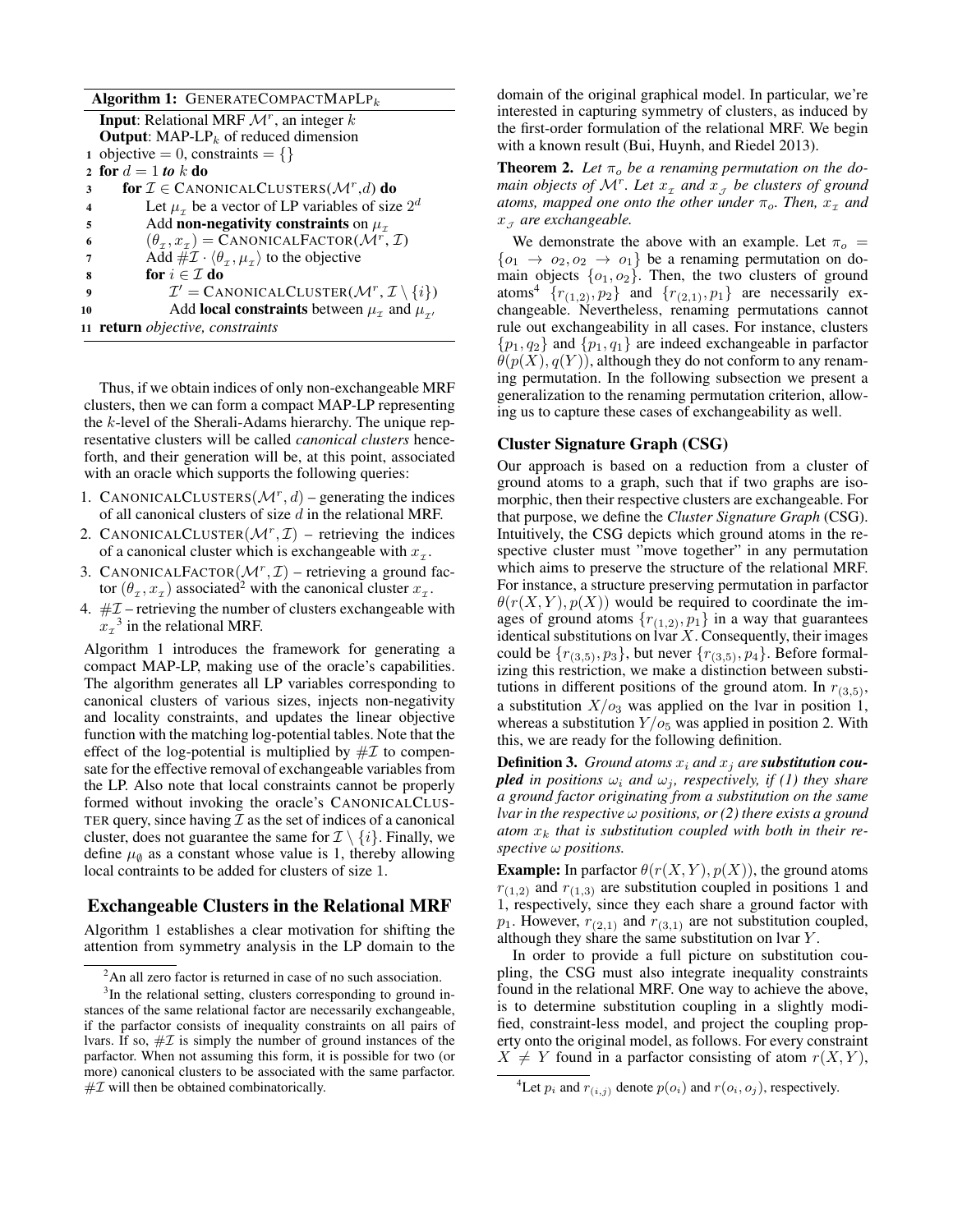**Algorithm 1:** GENERATECOMPACTMAPLP$_k$

```
Input: Relational MRF M^r, an integer k
Output: MAP-LP_k of reduced dimension
1  objective = 0, constraints = {}
2  for d = 1 to k do
3      for I ∈ CANONICALCLUSTERS(M^r, d) do
4          Let μ_I be a vector of LP variables of size 2^d
5          Add non-negativity constraints on μ_I
6          (θ_I, x_I) = CANONICALFACTOR(M^r, I)
7          Add #I · ⟨θ_I, μ_I⟩ to the objective
8          for i ∈ I do
9              I' = CANONICALCLUSTER(M^r, I \ {i})
10             Add local constraints between μ_I and μ_I'
11 return objective, constraints
```

Thus, if we obtain indices of only non-exchangeable MRF clusters, then we can form a compact MAP-LP representing the $k$-level of the Sherali-Adams hierarchy. The unique representative clusters will be called *canonical clusters* henceforth, and their generation will be, at this point, associated with an oracle which supports the following queries:

1. CANONICALCLUSTERS($\mathcal{M}^r, d$) – generating the indices of all canonical clusters of size $d$ in the relational MRF.
2. CANONICALCLUSTER($\mathcal{M}^r, \mathcal{I}$) – retrieving the indices of a canonical cluster which is exchangeable with $x_{\mathcal{I}}$.
3. CANONICALFACTOR($\mathcal{M}^r, \mathcal{I}$) – retrieving a ground factor $(\theta_{\mathcal{I}}, x_{\mathcal{I}})$ associated[2] with the canonical cluster $x_{\mathcal{I}}$.
4. $\#\mathcal{I}$ – retrieving the number of clusters exchangeable with $x_{\mathcal{I}}$[3] in the relational MRF.

Algorithm 1 introduces the framework for generating a compact MAP-LP, making use of the oracle's capabilities. The algorithm generates all LP variables corresponding to canonical clusters of various sizes, injects non-negativity and locality constraints, and updates the linear objective function with the matching log-potential tables. Note that the effect of the log-potential is multiplied by $\#\mathcal{I}$ to compensate for the effective removal of exchangeable variables from the LP. Also note that local constraints cannot be properly formed without invoking the oracle's CANONICALCLUSTER query, since having $\mathcal{I}$ as the set of indices of a canonical cluster, does not guarantee the same for $\mathcal{I} \setminus \{i\}$. Finally, we define $\mu_{\emptyset}$ as a constant whose value is 1, thereby allowing local contraints to be added for clusters of size 1.

## Exchangeable Clusters in the Relational MRF

Algorithm 1 establishes a clear motivation for shifting the attention from symmetry analysis in the LP domain to the domain of the original graphical model. In particular, we're interested in capturing symmetry of clusters, as induced by the first-order formulation of the relational MRF. We begin with a known result (Bui, Huynh, and Riedel 2013).

**Theorem 2.** *Let $\pi_o$ be a renaming permutation on the domain objects of $\mathcal{M}^r$. Let $x_{\mathcal{I}}$ and $x_{\mathcal{J}}$ be clusters of ground atoms, mapped one onto the other under $\pi_o$. Then, $x_{\mathcal{I}}$ and $x_{\mathcal{J}}$ are exchangeable.*

We demonstrate the above with an example. Let $\pi_o = \{o_1 \rightarrow o_2, o_2 \rightarrow o_1\}$ be a renaming permutation on domain objects $\{o_1, o_2\}$. Then, the two clusters of ground atoms[4] $\{r_{(1,2)}, p_2\}$ and $\{r_{(2,1)}, p_1\}$ are necessarily exchangeable. Nevertheless, renaming permutations cannot rule out exchangeability in all cases. For instance, clusters $\{p_1, q_2\}$ and $\{p_1, q_1\}$ are indeed exchangeable in parfactor $\theta(p(X), q(Y))$, although they do not conform to any renaming permutation. In the following subsection we present a generalization to the renaming permutation criterion, allowing us to capture these cases of exchangeability as well.

### Cluster Signature Graph (CSG)

Our approach is based on a reduction from a cluster of ground atoms to a graph, such that if two graphs are isomorphic, then their respective clusters are exchangeable. For that purpose, we define the *Cluster Signature Graph* (CSG). Intuitively, the CSG depicts which ground atoms in the respective cluster must "move together" in any permutation which aims to preserve the structure of the relational MRF. For instance, a structure preserving permutation in parfactor $\theta(r(X, Y), p(X))$ would be required to coordinate the images of ground atoms $\{r_{(1,2)}, p_1\}$ in a way that guarantees identical substitutions on lvar $X$. Consequently, their images could be $\{r_{(3,5)}, p_3\}$, but never $\{r_{(3,5)}, p_4\}$. Before formalizing this restriction, we make a distinction between substitutions in different positions of the ground atom. In $r_{(3,5)}$, a substitution $X/o_3$ was applied on the lvar in position 1, whereas a substitution $Y/o_5$ was applied in position 2. With this, we are ready for the following definition.

**Definition 3.** *Ground atoms $x_i$ and $x_j$ are **substitution coupled** in positions $\omega_i$ and $\omega_j$, respectively, if (1) they share a ground factor originating from a substitution on the same lvar in the respective $\omega$ positions, or (2) there exists a ground atom $x_k$ that is substitution coupled with both in their respective $\omega$ positions.*

**Example:** In parfactor $\theta(r(X, Y), p(X))$, the ground atoms $r_{(1,2)}$ and $r_{(1,3)}$ are substitution coupled in positions 1 and 1, respectively, since they each share a ground factor with $p_1$. However, $r_{(2,1)}$ and $r_{(3,1)}$ are not substitution coupled, although they share the same substitution on lvar $Y$.

In order to provide a full picture on substitution coupling, the CSG must also integrate inequality constraints found in the relational MRF. One way to achieve the above, is to determine substitution coupling in a slightly modified, constraint-less model, and project the coupling property onto the original model, as follows. For every constraint $X \neq Y$ found in a parfactor consisting of atom $r(X, Y)$,

---

[2] An all zero factor is returned in case of no such association.

[3] In the relational setting, clusters corresponding to ground instances of the same relational factor are necessarily exchangeable, if the parfactor consists of inequality constraints on all pairs of lvars. If so, $\#\mathcal{I}$ is simply the number of ground instances of the parfactor. When not assuming this form, it is possible for two (or more) canonical clusters to be associated with the same parfactor. $\#\mathcal{I}$ will then be obtained combinatorically.

[4] Let $p_i$ and $r_{(i,j)}$ denote $p(o_i)$ and $r(o_i, o_j)$, respectively.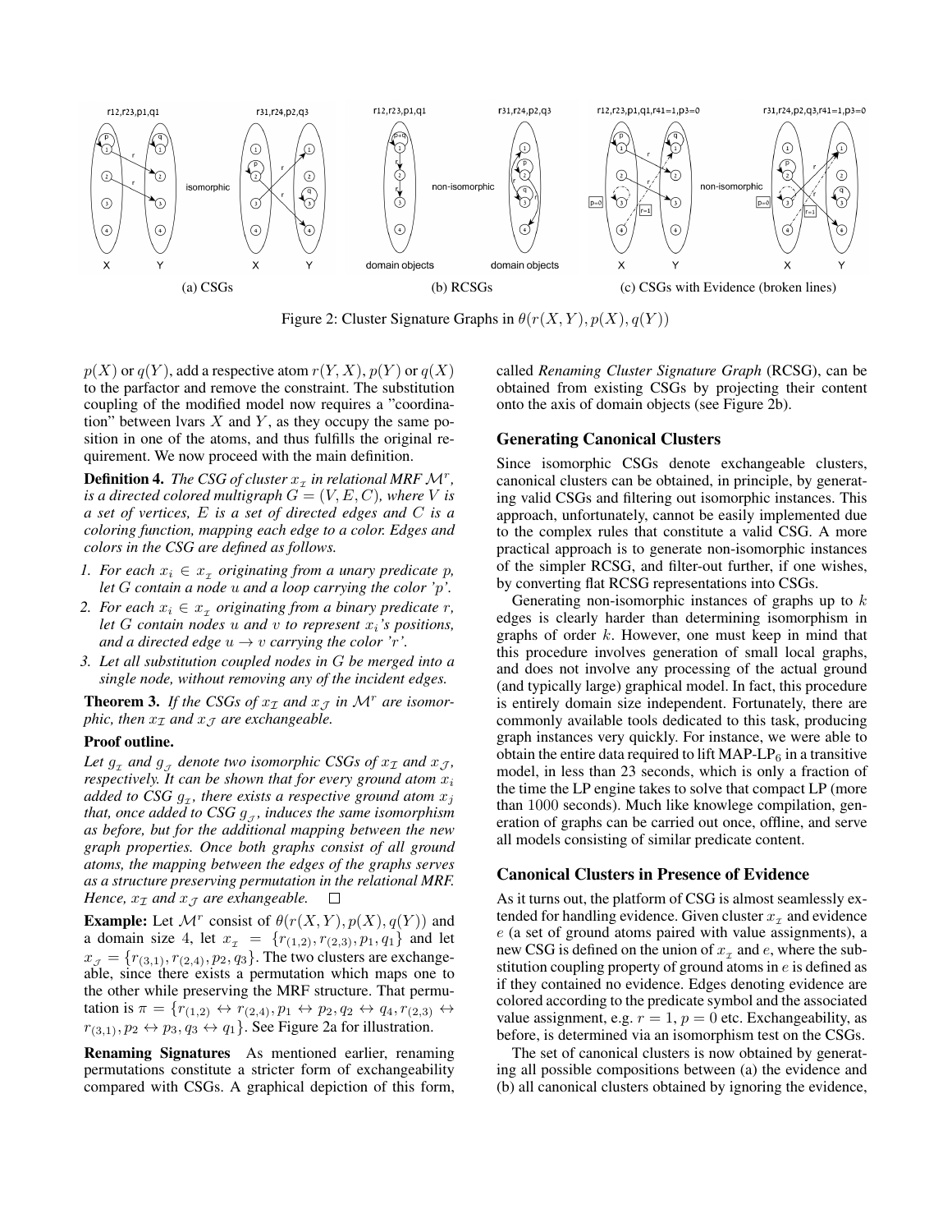(a) CSGs (b) RCSGs (c) CSGs with Evidence (broken lines)

Figure 2: Cluster Signature Graphs in $\theta(r(X,Y), p(X), q(Y))$

$p(X)$ or $q(Y)$, add a respective atom $r(Y,X)$, $p(Y)$ or $q(X)$ to the parfactor and remove the constraint. The substitution coupling of the modified model now requires a "coordination" between lvars $X$ and $Y$, as they occupy the same position in one of the atoms, and thus fulfills the original requirement. We now proceed with the main definition.

**Definition 4.** *The CSG of cluster $x_{\mathcal{I}}$ in relational MRF $\mathcal{M}^r$, is a directed colored multigraph $G = (V, E, C)$, where $V$ is a set of vertices, $E$ is a set of directed edges and $C$ is a coloring function, mapping each edge to a color. Edges and colors in the CSG are defined as follows.*

1. *For each $x_i \in x_{\mathcal{I}}$ originating from a unary predicate $p$, let $G$ contain a node $u$ and a loop carrying the color 'p'.*
2. *For each $x_i \in x_{\mathcal{I}}$ originating from a binary predicate $r$, let $G$ contain nodes $u$ and $v$ to represent $x_i$'s positions, and a directed edge $u \rightarrow v$ carrying the color 'r'.*
3. *Let all substitution coupled nodes in $G$ be merged into a single node, without removing any of the incident edges.*

**Theorem 3.** *If the CSGs of $x_{\mathcal{I}}$ and $x_{\mathcal{J}}$ in $\mathcal{M}^r$ are isomorphic, then $x_{\mathcal{I}}$ and $x_{\mathcal{J}}$ are exchangeable.*

**Proof outline.**

*Let $g_{\mathcal{I}}$ and $g_{\mathcal{J}}$ denote two isomorphic CSGs of $x_{\mathcal{I}}$ and $x_{\mathcal{J}}$, respectively. It can be shown that for every ground atom $x_i$ added to CSG $g_{\mathcal{I}}$, there exists a respective ground atom $x_j$ that, once added to CSG $g_{\mathcal{J}}$, induces the same isomorphism as before, but for the additional mapping between the new graph properties. Once both graphs consist of all ground atoms, the mapping between the edges of the graphs serves as a structure preserving permutation in the relational MRF. Hence, $x_{\mathcal{I}}$ and $x_{\mathcal{J}}$ are exhangeable.* □

**Example:** Let $\mathcal{M}^r$ consist of $\theta(r(X,Y), p(X), q(Y))$ and a domain size 4, let $x_{\mathcal{I}} = \{r_{(1,2)}, r_{(2,3)}, p_1, q_1\}$ and let $x_{\mathcal{J}} = \{r_{(3,1)}, r_{(2,4)}, p_2, q_3\}$. The two clusters are exchangeable, since there exists a permutation which maps one to the other while preserving the MRF structure. That permutation is $\pi = \{r_{(1,2)} \leftrightarrow r_{(2,4)}, p_1 \leftrightarrow p_2, q_2 \leftrightarrow q_4, r_{(2,3)} \leftrightarrow r_{(3,1)}, p_2 \leftrightarrow p_3, q_3 \leftrightarrow q_1\}$. See Figure 2a for illustration.

**Renaming Signatures** As mentioned earlier, renaming permutations constitute a stricter form of exchangeability compared with CSGs. A graphical depiction of this form, called *Renaming Cluster Signature Graph* (RCSG), can be obtained from existing CSGs by projecting their content onto the axis of domain objects (see Figure 2b).

## Generating Canonical Clusters

Since isomorphic CSGs denote exchangeable clusters, canonical clusters can be obtained, in principle, by generating valid CSGs and filtering out isomorphic instances. This approach, unfortunately, cannot be easily implemented due to the complex rules that constitute a valid CSG. A more practical approach is to generate non-isomorphic instances of the simpler RCSG, and filter-out further, if one wishes, by converting flat RCSG representations into CSGs.

Generating non-isomorphic instances of graphs up to $k$ edges is clearly harder than determining isomorphism in graphs of order $k$. However, one must keep in mind that this procedure involves generation of small local graphs, and does not involve any processing of the actual ground (and typically large) graphical model. In fact, this procedure is entirely domain size independent. Fortunately, there are commonly available tools dedicated to this task, producing graph instances very quickly. For instance, we were able to obtain the entire data required to lift MAP-LP$_6$ in a transitive model, in less than 23 seconds, which is only a fraction of the time the LP engine takes to solve that compact LP (more than 1000 seconds). Much like knowlege compilation, generation of graphs can be carried out once, offline, and serve all models consisting of similar predicate content.

## Canonical Clusters in Presence of Evidence

As it turns out, the platform of CSG is almost seamlessly extended for handling evidence. Given cluster $x_{\mathcal{I}}$ and evidence $e$ (a set of ground atoms paired with value assignments), a new CSG is defined on the union of $x_{\mathcal{I}}$ and $e$, where the substitution coupling property of ground atoms in $e$ is defined as if they contained no evidence. Edges denoting evidence are colored according to the predicate symbol and the associated value assignment, e.g. $r = 1$, $p = 0$ etc. Exchangeability, as before, is determined via an isomorphism test on the CSGs.

The set of canonical clusters is now obtained by generating all possible compositions between (a) the evidence and (b) all canonical clusters obtained by ignoring the evidence,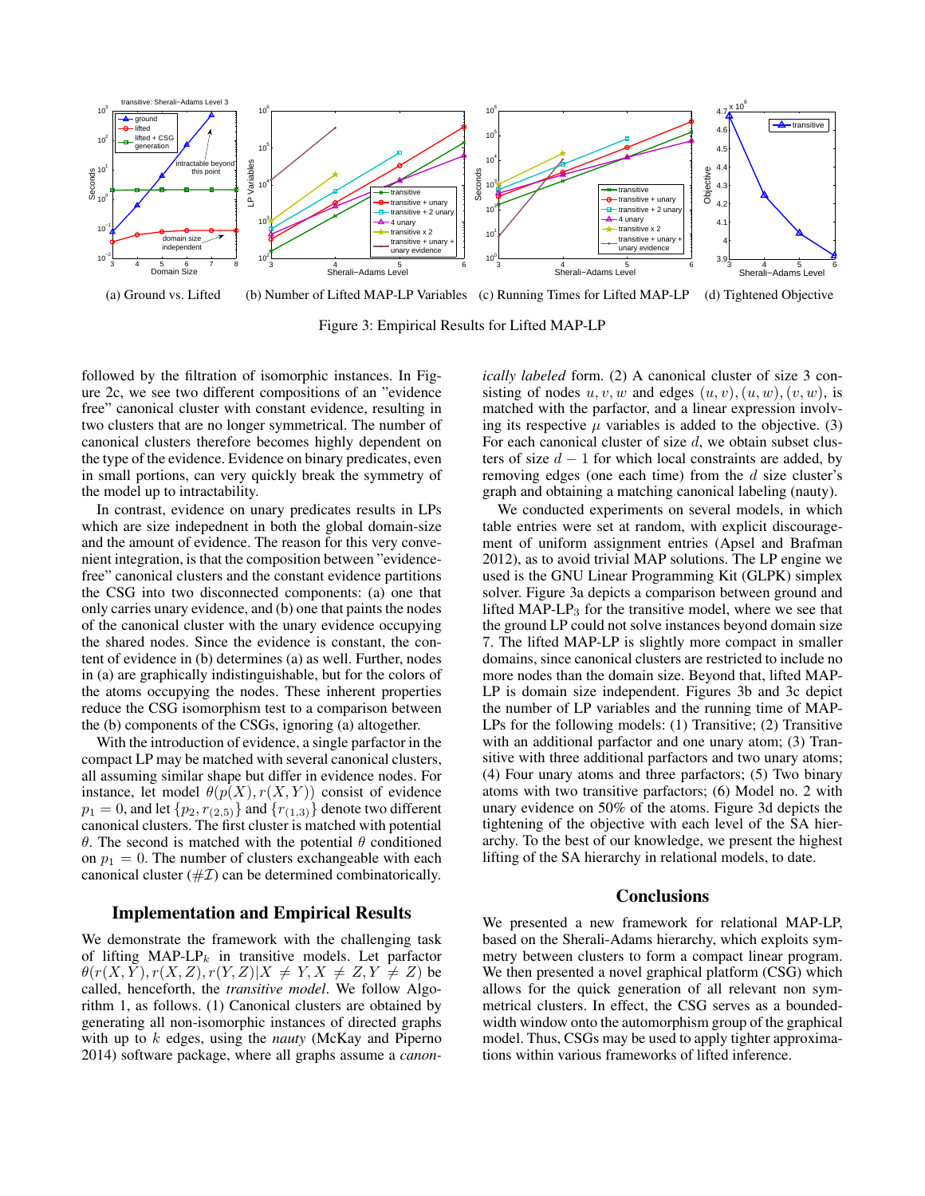(a) Ground vs. Lifted (b) Number of Lifted MAP-LP Variables (c) Running Times for Lifted MAP-LP (d) Tightened Objective

Figure 3: Empirical Results for Lifted MAP-LP

followed by the filtration of isomorphic instances. In Figure 2c, we see two different compositions of an "evidence free" canonical cluster with constant evidence, resulting in two clusters that are no longer symmetrical. The number of canonical clusters therefore becomes highly dependent on the type of the evidence. Evidence on binary predicates, even in small portions, can very quickly break the symmetry of the model up to intractability.

In contrast, evidence on unary predicates results in LPs which are size indepednent in both the global domain-size and the amount of evidence. The reason for this very convenient integration, is that the composition between "evidence-free" canonical clusters and the constant evidence partitions the CSG into two disconnected components: (a) one that only carries unary evidence, and (b) one that paints the nodes of the canonical cluster with the unary evidence occupying the shared nodes. Since the evidence is constant, the content of evidence in (b) determines (a) as well. Further, nodes in (a) are graphically indistinguishable, but for the colors of the atoms occupying the nodes. These inherent properties reduce the CSG isomorphism test to a comparison between the (b) components of the CSGs, ignoring (a) altogether.

With the introduction of evidence, a single parfactor in the compact LP may be matched with several canonical clusters, all assuming similar shape but differ in evidence nodes. For instance, let model $\theta(p(X), r(X,Y))$ consist of evidence $p_1 = 0$, and let $\{p_2, r_{(2,5)}\}$ and $\{r_{(1,3)}\}$ denote two different canonical clusters. The first cluster is matched with potential $\theta$. The second is matched with the potential $\theta$ conditioned on $p_1 = 0$. The number of clusters exchangeable with each canonical cluster ($\#\mathcal{I}$) can be determined combinatorically.

## Implementation and Empirical Results

We demonstrate the framework with the challenging task of lifting MAP-LP$_k$ in transitive models. Let parfactor $\theta(r(X,Y), r(X,Z), r(Y,Z) | X \neq Y, X \neq Z, Y \neq Z)$ be called, henceforth, the *transitive model*. We follow Algorithm 1, as follows. (1) Canonical clusters are obtained by generating all non-isomorphic instances of directed graphs with up to $k$ edges, using the *nauty* (McKay and Piperno 2014) software package, where all graphs assume a *canonically labeled* form. (2) A canonical cluster of size 3 consisting of nodes $u, v, w$ and edges $(u,v), (u,w), (v,w)$, is matched with the parfactor, and a linear expression involving its respective $\mu$ variables is added to the objective. (3) For each canonical cluster of size $d$, we obtain subset clusters of size $d-1$ for which local constraints are added, by removing edges (one each time) from the $d$ size cluster's graph and obtaining a matching canonical labeling (nauty).

We conducted experiments on several models, in which table entries were set at random, with explicit discouragement of uniform assignment entries (Apsel and Brafman 2012), as to avoid trivial MAP solutions. The LP engine we used is the GNU Linear Programming Kit (GLPK) simplex solver. Figure 3a depicts a comparison between ground and lifted MAP-LP$_3$ for the transitive model, where we see that the ground LP could not solve instances beyond domain size 7. The lifted MAP-LP is slightly more compact in smaller domains, since canonical clusters are restricted to include no more nodes than the domain size. Beyond that, lifted MAP-LP is domain size independent. Figures 3b and 3c depict the number of LP variables and the running time of MAP-LPs for the following models: (1) Transitive; (2) Transitive with an additional parfactor and one unary atom; (3) Transitive with three additional parfactors and two unary atoms; (4) Four unary atoms and three parfactors; (5) Two binary atoms with two transitive parfactors; (6) Model no. 2 with unary evidence on 50% of the atoms. Figure 3d depicts the tightening of the objective with each level of the SA hierarchy. To the best of our knowledge, we present the highest lifting of the SA hierarchy in relational models, to date.

## Conclusions

We presented a new framework for relational MAP-LP, based on the Sherali-Adams hierarchy, which exploits symmetry between clusters to form a compact linear program. We then presented a novel graphical platform (CSG) which allows for the quick generation of all relevant non symmetrical clusters. In effect, the CSG serves as a bounded-width window onto the automorphism group of the graphical model. Thus, CSGs may be used to apply tighter approximations within various frameworks of lifted inference.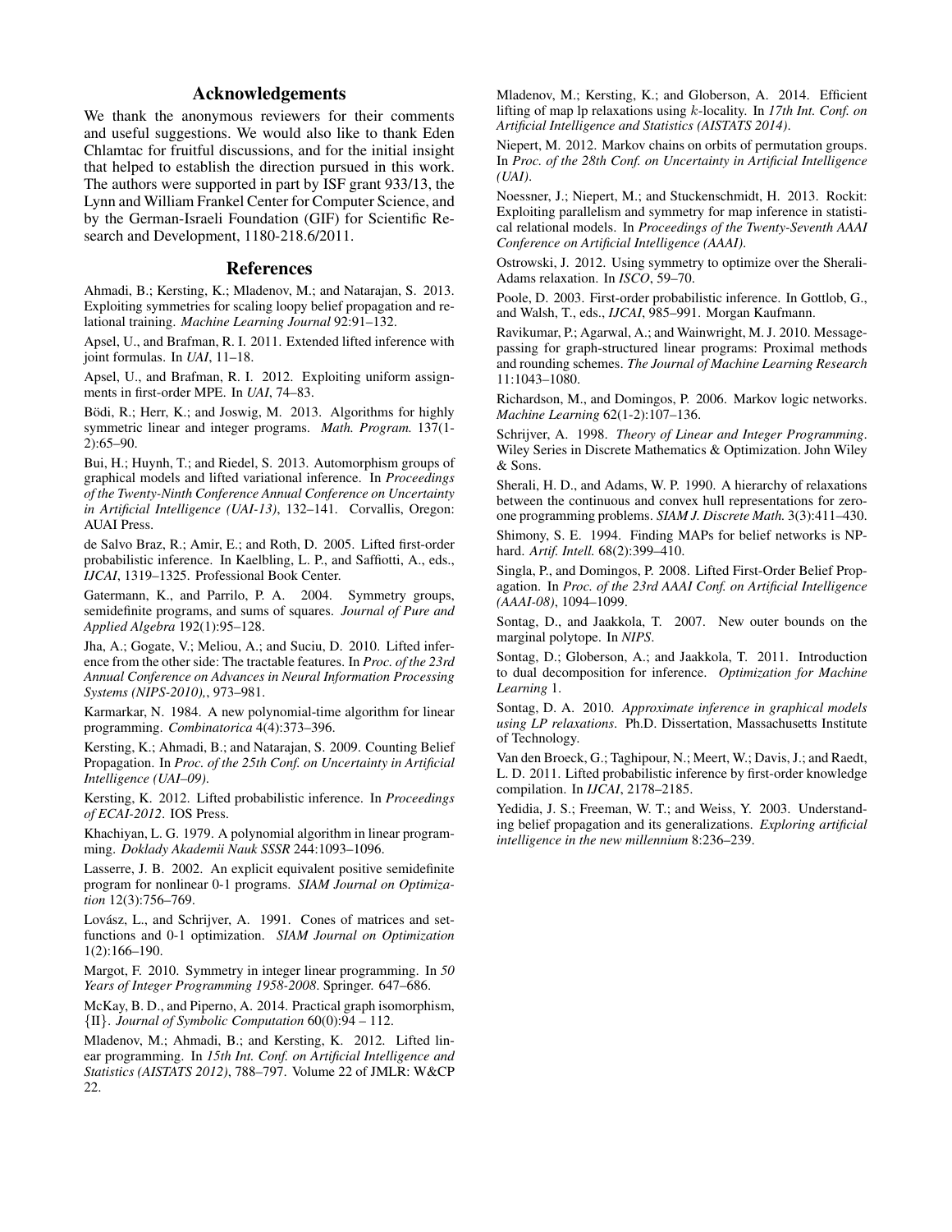## Acknowledgements

We thank the anonymous reviewers for their comments and useful suggestions. We would also like to thank Eden Chlamtac for fruitful discussions, and for the initial insight that helped to establish the direction pursued in this work. The authors were supported in part by ISF grant 933/13, the Lynn and William Frankel Center for Computer Science, and by the German-Israeli Foundation (GIF) for Scientific Research and Development, 1180-218.6/2011.

## References

Ahmadi, B.; Kersting, K.; Mladenov, M.; and Natarajan, S. 2013. Exploiting symmetries for scaling loopy belief propagation and relational training. *Machine Learning Journal* 92:91–132.

Apsel, U., and Brafman, R. I. 2011. Extended lifted inference with joint formulas. In *UAI*, 11–18.

Apsel, U., and Brafman, R. I. 2012. Exploiting uniform assignments in first-order MPE. In *UAI*, 74–83.

Bödi, R.; Herr, K.; and Joswig, M. 2013. Algorithms for highly symmetric linear and integer programs. *Math. Program.* 137(1-2):65–90.

Bui, H.; Huynh, T.; and Riedel, S. 2013. Automorphism groups of graphical models and lifted variational inference. In *Proceedings of the Twenty-Ninth Conference Annual Conference on Uncertainty in Artificial Intelligence (UAI-13)*, 132–141. Corvallis, Oregon: AUAI Press.

de Salvo Braz, R.; Amir, E.; and Roth, D. 2005. Lifted first-order probabilistic inference. In Kaelbling, L. P., and Saffiotti, A., eds., *IJCAI*, 1319–1325. Professional Book Center.

Gatermann, K., and Parrilo, P. A. 2004. Symmetry groups, semidefinite programs, and sums of squares. *Journal of Pure and Applied Algebra* 192(1):95–128.

Jha, A.; Gogate, V.; Meliou, A.; and Suciu, D. 2010. Lifted inference from the other side: The tractable features. In *Proc. of the 23rd Annual Conference on Advances in Neural Information Processing Systems (NIPS-2010),*, 973–981.

Karmarkar, N. 1984. A new polynomial-time algorithm for linear programming. *Combinatorica* 4(4):373–396.

Kersting, K.; Ahmadi, B.; and Natarajan, S. 2009. Counting Belief Propagation. In *Proc. of the 25th Conf. on Uncertainty in Artificial Intelligence (UAI–09)*.

Kersting, K. 2012. Lifted probabilistic inference. In *Proceedings of ECAI-2012*. IOS Press.

Khachiyan, L. G. 1979. A polynomial algorithm in linear programming. *Doklady Akademii Nauk SSSR* 244:1093–1096.

Lasserre, J. B. 2002. An explicit equivalent positive semidefinite program for nonlinear 0-1 programs. *SIAM Journal on Optimization* 12(3):756–769.

Lovász, L., and Schrijver, A. 1991. Cones of matrices and set-functions and 0-1 optimization. *SIAM Journal on Optimization* 1(2):166–190.

Margot, F. 2010. Symmetry in integer linear programming. In *50 Years of Integer Programming 1958-2008*. Springer. 647–686.

McKay, B. D., and Piperno, A. 2014. Practical graph isomorphism, {II}. *Journal of Symbolic Computation* 60(0):94 – 112.

Mladenov, M.; Ahmadi, B.; and Kersting, K. 2012. Lifted linear programming. In *15th Int. Conf. on Artificial Intelligence and Statistics (AISTATS 2012)*, 788–797. Volume 22 of JMLR: W&CP 22.

Mladenov, M.; Kersting, K.; and Globerson, A. 2014. Efficient lifting of map lp relaxations using $k$-locality. In *17th Int. Conf. on Artificial Intelligence and Statistics (AISTATS 2014)*.

Niepert, M. 2012. Markov chains on orbits of permutation groups. In *Proc. of the 28th Conf. on Uncertainty in Artificial Intelligence (UAI)*.

Noessner, J.; Niepert, M.; and Stuckenschmidt, H. 2013. Rockit: Exploiting parallelism and symmetry for map inference in statistical relational models. In *Proceedings of the Twenty-Seventh AAAI Conference on Artificial Intelligence (AAAI)*.

Ostrowski, J. 2012. Using symmetry to optimize over the Sherali-Adams relaxation. In *ISCO*, 59–70.

Poole, D. 2003. First-order probabilistic inference. In Gottlob, G., and Walsh, T., eds., *IJCAI*, 985–991. Morgan Kaufmann.

Ravikumar, P.; Agarwal, A.; and Wainwright, M. J. 2010. Message-passing for graph-structured linear programs: Proximal methods and rounding schemes. *The Journal of Machine Learning Research* 11:1043–1080.

Richardson, M., and Domingos, P. 2006. Markov logic networks. *Machine Learning* 62(1-2):107–136.

Schrijver, A. 1998. *Theory of Linear and Integer Programming*. Wiley Series in Discrete Mathematics & Optimization. John Wiley & Sons.

Sherali, H. D., and Adams, W. P. 1990. A hierarchy of relaxations between the continuous and convex hull representations for zero-one programming problems. *SIAM J. Discrete Math.* 3(3):411–430.

Shimony, S. E. 1994. Finding MAPs for belief networks is NP-hard. *Artif. Intell.* 68(2):399–410.

Singla, P., and Domingos, P. 2008. Lifted First-Order Belief Propagation. In *Proc. of the 23rd AAAI Conf. on Artificial Intelligence (AAAI-08)*, 1094–1099.

Sontag, D., and Jaakkola, T. 2007. New outer bounds on the marginal polytope. In *NIPS*.

Sontag, D.; Globerson, A.; and Jaakkola, T. 2011. Introduction to dual decomposition for inference. *Optimization for Machine Learning* 1.

Sontag, D. A. 2010. *Approximate inference in graphical models using LP relaxations*. Ph.D. Dissertation, Massachusetts Institute of Technology.

Van den Broeck, G.; Taghipour, N.; Meert, W.; Davis, J.; and Raedt, L. D. 2011. Lifted probabilistic inference by first-order knowledge compilation. In *IJCAI*, 2178–2185.

Yedidia, J. S.; Freeman, W. T.; and Weiss, Y. 2003. Understanding belief propagation and its generalizations. *Exploring artificial intelligence in the new millennium* 8:236–239.